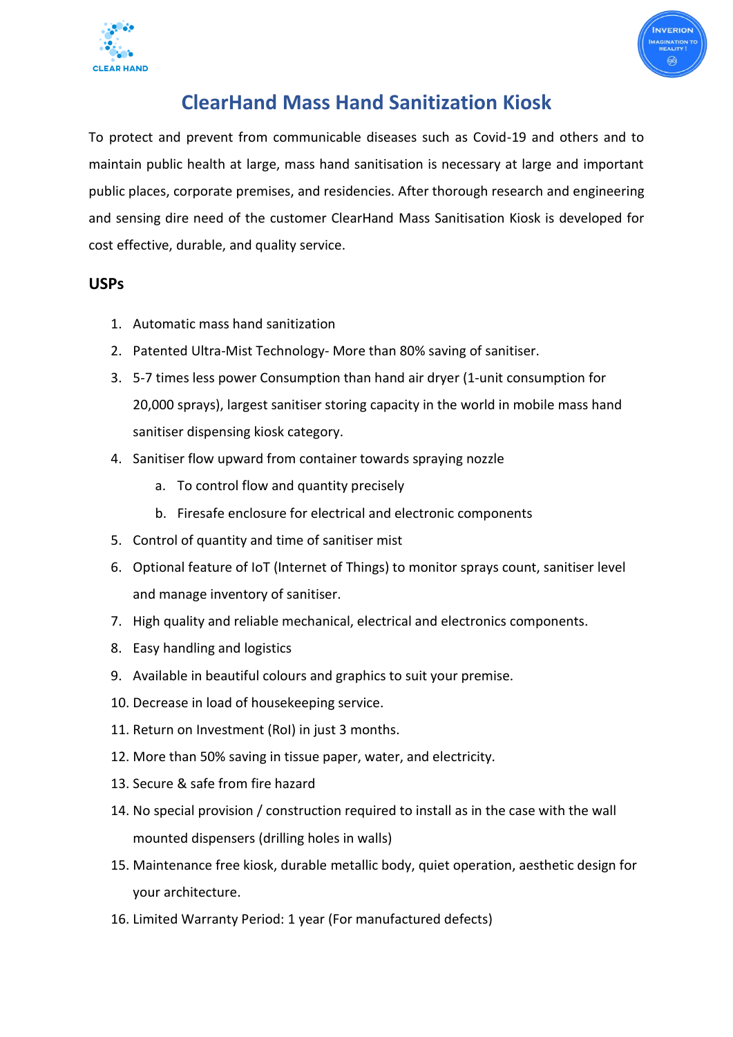# ClearHand Mass Hand Sanitization Kiosk

To protect and prevent from communicable diseases such as Covid-19 and others and to maintain public health at large, mass hand sanitisation is necessary at large and important public places, corporate premises, and residencies. After thorough research and engineering and sensing dire need of the customer ClearHand Mass Sanitisation Kiosk is developed for cost effective, durable, and quality service.

## USPs

1. Automatic mass hand sanitization
2. Patented Ultra-Mist Technology- More than 80% saving of sanitiser.
3. 5-7 times less power Consumption than hand air dryer (1-unit consumption for 20,000 sprays), largest sanitiser storing capacity in the world in mobile mass hand sanitiser dispensing kiosk category.
4. Sanitiser flow upward from container towards spraying nozzle
   a. To control flow and quantity precisely
   b. Firesafe enclosure for electrical and electronic components
5. Control of quantity and time of sanitiser mist
6. Optional feature of IoT (Internet of Things) to monitor sprays count, sanitiser level and manage inventory of sanitiser.
7. High quality and reliable mechanical, electrical and electronics components.
8. Easy handling and logistics
9. Available in beautiful colours and graphics to suit your premise.
10. Decrease in load of housekeeping service.
11. Return on Investment (RoI) in just 3 months.
12. More than 50% saving in tissue paper, water, and electricity.
13. Secure & safe from fire hazard
14. No special provision / construction required to install as in the case with the wall mounted dispensers (drilling holes in walls)
15. Maintenance free kiosk, durable metallic body, quiet operation, aesthetic design for your architecture.
16. Limited Warranty Period: 1 year (For manufactured defects)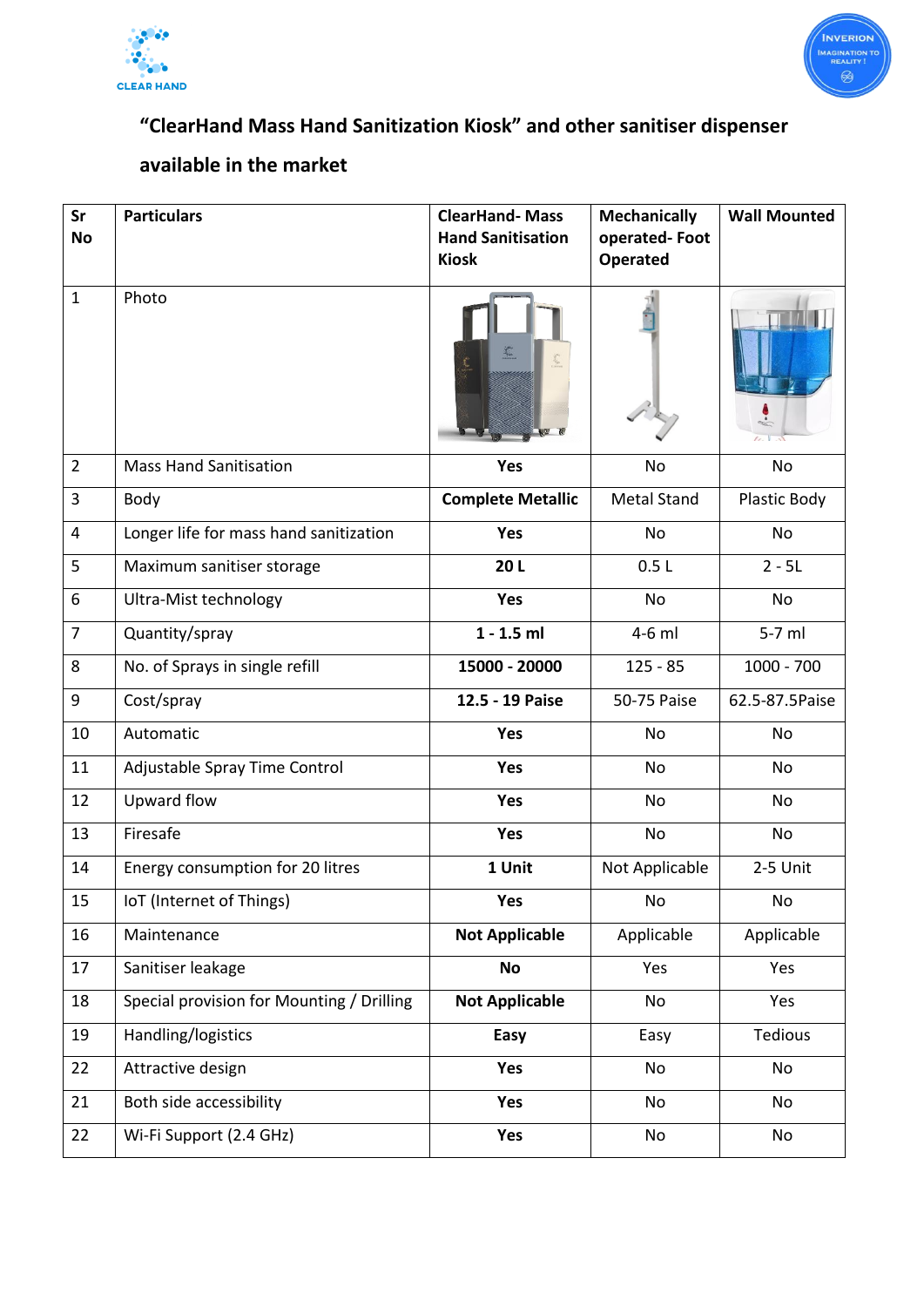## "ClearHand Mass Hand Sanitization Kiosk" and other sanitiser dispenser available in the market

| Sr No | Particulars | ClearHand- Mass Hand Sanitisation Kiosk | Mechanically operated- Foot Operated | Wall Mounted |
|---|---|---|---|---|
| 1 | Photo | | | |
| 2 | Mass Hand Sanitisation | **Yes** | No | No |
| 3 | Body | **Complete Metallic** | Metal Stand | Plastic Body |
| 4 | Longer life for mass hand sanitization | **Yes** | No | No |
| 5 | Maximum sanitiser storage | **20 L** | 0.5 L | 2 - 5L |
| 6 | Ultra-Mist technology | **Yes** | No | No |
| 7 | Quantity/spray | **1 - 1.5 ml** | 4-6 ml | 5-7 ml |
| 8 | No. of Sprays in single refill | **15000 - 20000** | 125 - 85 | 1000 - 700 |
| 9 | Cost/spray | **12.5 - 19 Paise** | 50-75 Paise | 62.5-87.5Paise |
| 10 | Automatic | **Yes** | No | No |
| 11 | Adjustable Spray Time Control | **Yes** | No | No |
| 12 | Upward flow | **Yes** | No | No |
| 13 | Firesafe | **Yes** | No | No |
| 14 | Energy consumption for 20 litres | **1 Unit** | Not Applicable | 2-5 Unit |
| 15 | IoT (Internet of Things) | **Yes** | No | No |
| 16 | Maintenance | **Not Applicable** | Applicable | Applicable |
| 17 | Sanitiser leakage | **No** | Yes | Yes |
| 18 | Special provision for Mounting / Drilling | **Not Applicable** | No | Yes |
| 19 | Handling/logistics | **Easy** | Easy | Tedious |
| 22 | Attractive design | **Yes** | No | No |
| 21 | Both side accessibility | **Yes** | No | No |
| 22 | Wi-Fi Support (2.4 GHz) | **Yes** | No | No |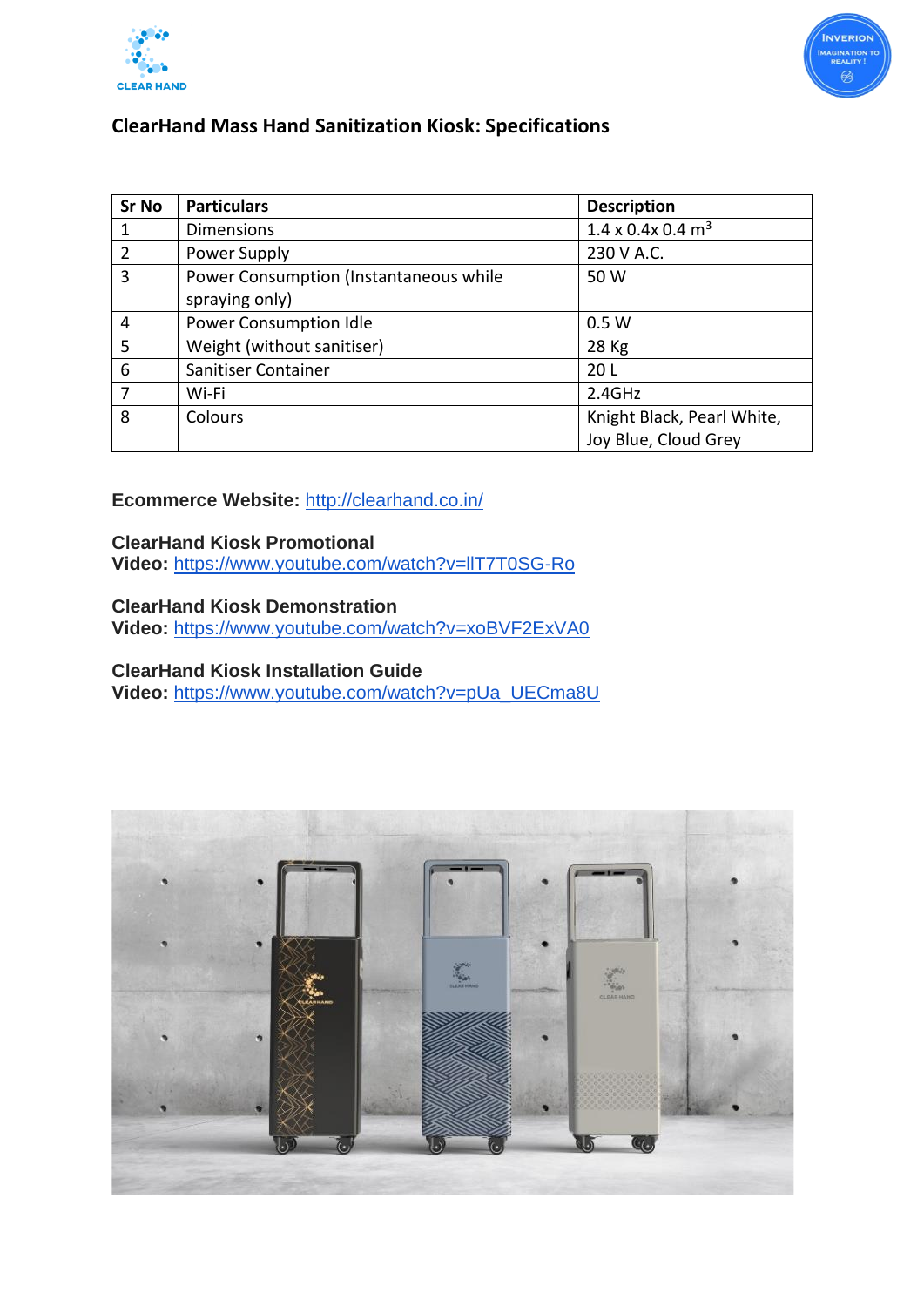# ClearHand Mass Hand Sanitization Kiosk: Specifications

| Sr No | Particulars | Description |
|---|---|---|
| 1 | Dimensions | 1.4 x 0.4x 0.4 $m^3$ |
| 2 | Power Supply | 230 V A.C. |
| 3 | Power Consumption (Instantaneous while spraying only) | 50 W |
| 4 | Power Consumption Idle | 0.5 W |
| 5 | Weight (without sanitiser) | 28 Kg |
| 6 | Sanitiser Container | 20 L |
| 7 | Wi-Fi | 2.4GHz |
| 8 | Colours | Knight Black, Pearl White, Joy Blue, Cloud Grey |

**Ecommerce Website:** http://clearhand.co.in/

**ClearHand Kiosk Promotional Video:** https://www.youtube.com/watch?v=lIT7T0SG-Ro

**ClearHand Kiosk Demonstration Video:** https://www.youtube.com/watch?v=xoBVF2ExVA0

**ClearHand Kiosk Installation Guide Video:** https://www.youtube.com/watch?v=pUa_UECma8U